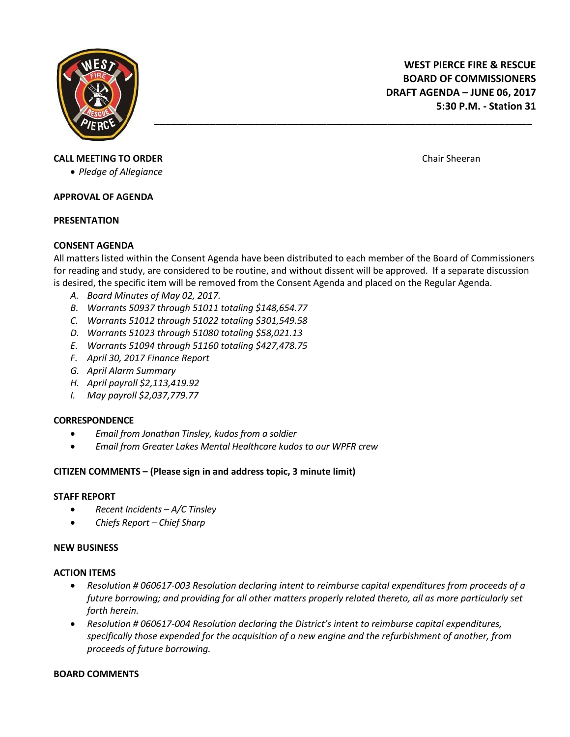# WEST PIERCE FIRE & RESCUE
# BOARD OF COMMISSIONERS
# DRAFT AGENDA – JUNE 06, 2017
# 5:30 P.M. - Station 31

**CALL MEETING TO ORDER** Chair Sheeran

- *Pledge of Allegiance*

**APPROVAL OF AGENDA**

**PRESENTATION**

**CONSENT AGENDA**

All matters listed within the Consent Agenda have been distributed to each member of the Board of Commissioners for reading and study, are considered to be routine, and without dissent will be approved. If a separate discussion is desired, the specific item will be removed from the Consent Agenda and placed on the Regular Agenda.

A. *Board Minutes of May 02, 2017.*
B. *Warrants 50937 through 51011 totaling $148,654.77*
C. *Warrants 51012 through 51022 totaling $301,549.58*
D. *Warrants 51023 through 51080 totaling $58,021.13*
E. *Warrants 51094 through 51160 totaling $427,478.75*
F. *April 30, 2017 Finance Report*
G. *April Alarm Summary*
H. *April payroll $2,113,419.92*
I. *May payroll $2,037,779.77*

**CORRESPONDENCE**

- *Email from Jonathan Tinsley, kudos from a soldier*
- *Email from Greater Lakes Mental Healthcare kudos to our WPFR crew*

**CITIZEN COMMENTS – (Please sign in and address topic, 3 minute limit)**

**STAFF REPORT**

- *Recent Incidents – A/C Tinsley*
- *Chiefs Report – Chief Sharp*

**NEW BUSINESS**

**ACTION ITEMS**

- *Resolution # 060617-003 Resolution declaring intent to reimburse capital expenditures from proceeds of a future borrowing; and providing for all other matters properly related thereto, all as more particularly set forth herein.*
- *Resolution # 060617-004 Resolution declaring the District's intent to reimburse capital expenditures, specifically those expended for the acquisition of a new engine and the refurbishment of another, from proceeds of future borrowing.*

**BOARD COMMENTS**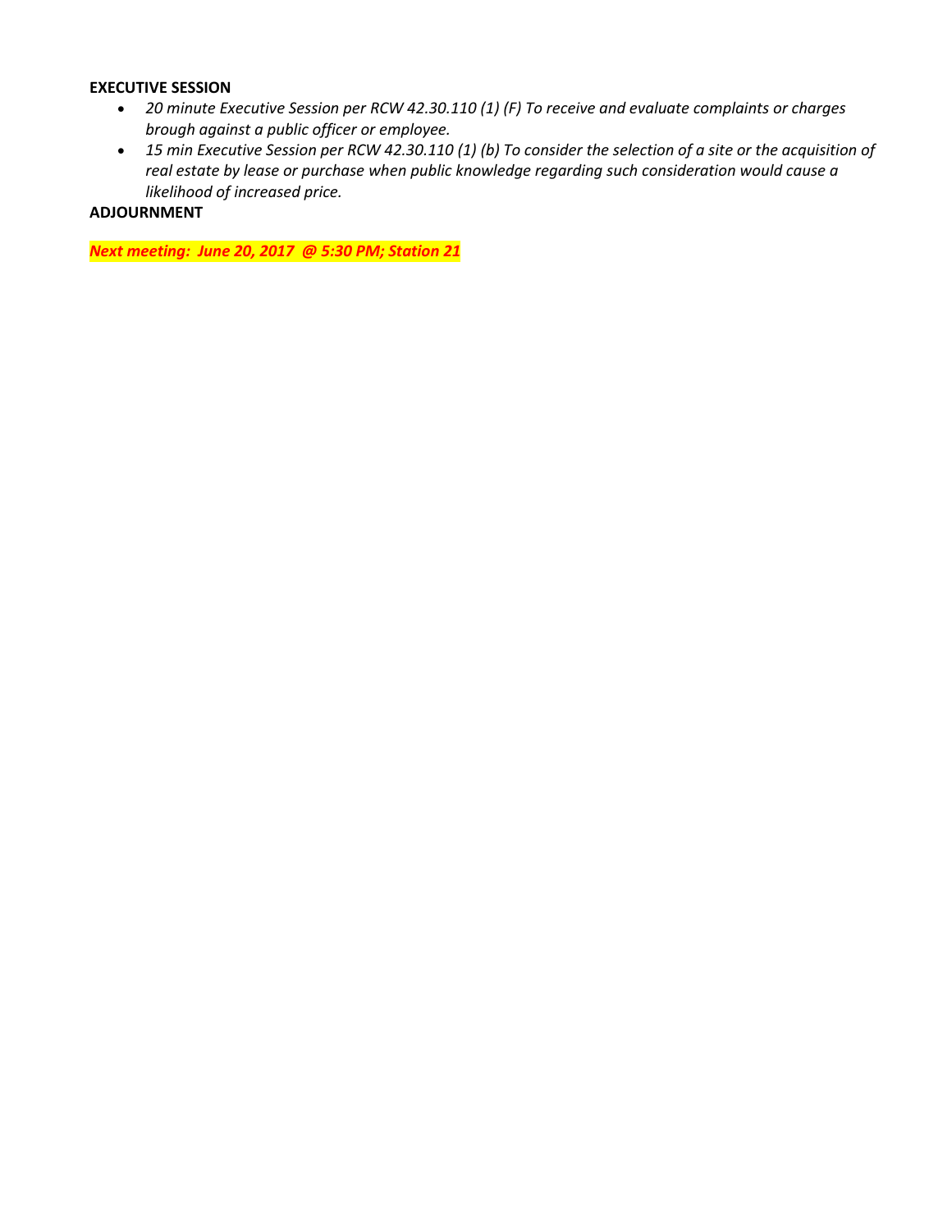**EXECUTIVE SESSION**

- *20 minute Executive Session per RCW 42.30.110 (1) (F) To receive and evaluate complaints or charges brough against a public officer or employee.*
- *15 min Executive Session per RCW 42.30.110 (1) (b) To consider the selection of a site or the acquisition of real estate by lease or purchase when public knowledge regarding such consideration would cause a likelihood of increased price.*

**ADJOURNMENT**

***Next meeting: June 20, 2017 @ 5:30 PM; Station 21***